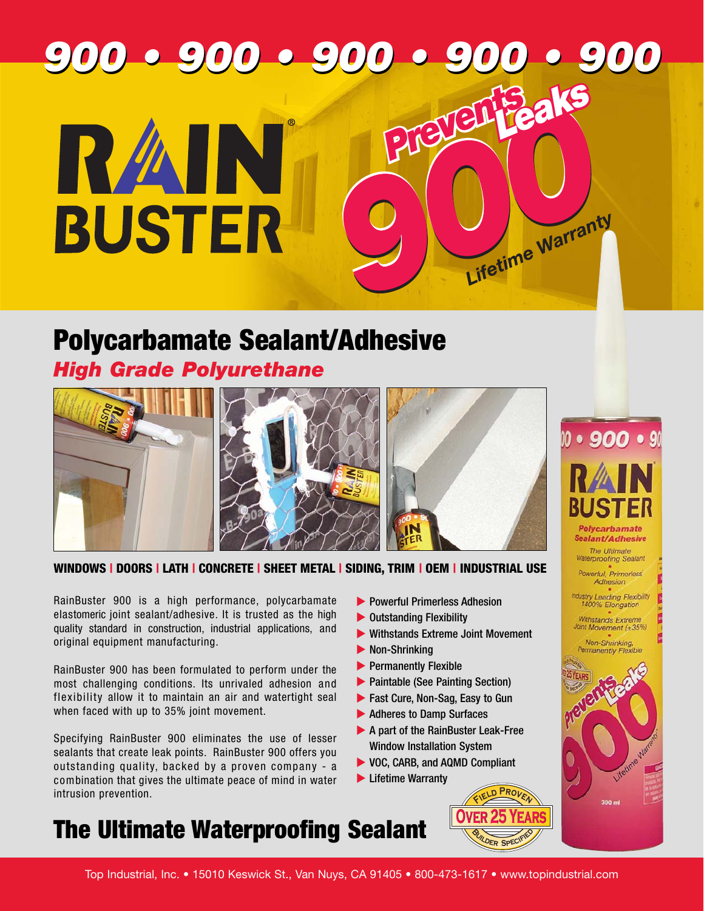# 900 • 900 • 900 • 900 • 900

# RAIN BUSTER®

**Prevents Leaks**

**900**

*Lifetime Warranty*

## Polycarbamate Sealant/Adhesive

### *High Grade Polyurethane*

**WINDOWS | DOORS | LATH | CONCRETE | SHEET METAL | SIDING, TRIM | OEM | INDUSTRIAL USE**

RainBuster 900 is a high performance, polycarbamate elastomeric joint sealant/adhesive. It is trusted as the high quality standard in construction, industrial applications, and original equipment manufacturing.

RainBuster 900 has been formulated to perform under the most challenging conditions. Its unrivaled adhesion and flexibility allow it to maintain an air and watertight seal when faced with up to 35% joint movement.

Specifying RainBuster 900 eliminates the use of lesser sealants that create leak points. RainBuster 900 offers you outstanding quality, backed by a proven company - a combination that gives the ultimate peace of mind in water intrusion prevention.

- Powerful Primerless Adhesion
- Outstanding Flexibility
- Withstands Extreme Joint Movement
- Non-Shrinking
- Permanently Flexible
- Paintable (See Painting Section)
- Fast Cure, Non-Sag, Easy to Gun
- Adheres to Damp Surfaces
- A part of the RainBuster Leak-Free Window Installation System
- VOC, CARB, and AQMD Compliant
- Lifetime Warranty

**Field Proven — Over 25 Years — Builder Specified**

## The Ultimate Waterproofing Sealant

Top Industrial, Inc. • 15010 Keswick St., Van Nuys, CA 91405 • 800-473-1617 • www.topindustrial.com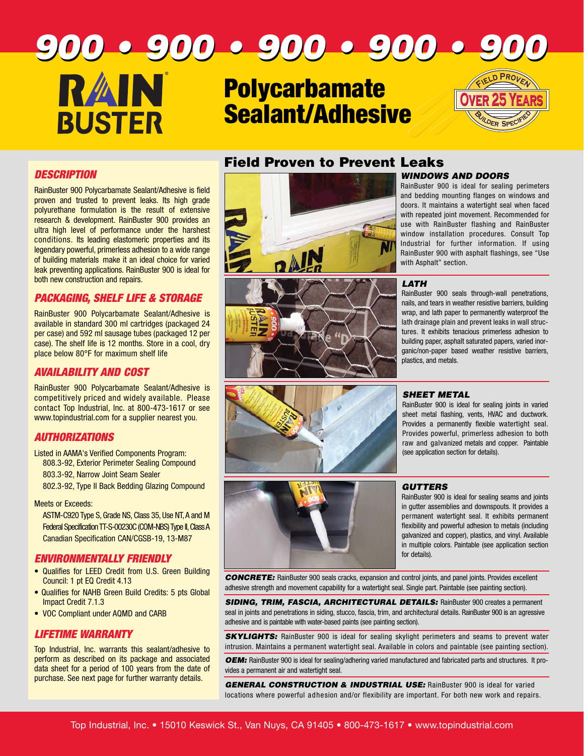# 900 • 900 • 900 • 900 • 900

# RAIN BUSTER

# Polycarbamate Sealant/Adhesive

FIELD PROVEN — OVER 25 YEARS — BUILDER SPECIFIED

## DESCRIPTION

RainBuster 900 Polycarbamate Sealant/Adhesive is field proven and trusted to prevent leaks. Its high grade polyurethane formulation is the result of extensive research & development. RainBuster 900 provides an ultra high level of performance under the harshest conditions. Its leading elastomeric properties and its legendary powerful, primerless adhesion to a wide range of building materials make it an ideal choice for varied leak preventing applications. RainBuster 900 is ideal for both new construction and repairs.

## PACKAGING, SHELF LIFE & STORAGE

RainBuster 900 Polycarbamate Sealant/Adhesive is available in standard 300 ml cartridges (packaged 24 per case) and 592 ml sausage tubes (packaged 12 per case). The shelf life is 12 months. Store in a cool, dry place below 80°F for maximum shelf life

## AVAILABILITY AND COST

RainBuster 900 Polycarbamate Sealant/Adhesive is competitively priced and widely available. Please contact Top Industrial, Inc. at 800-473-1617 or see www.topindustrial.com for a supplier nearest you.

## AUTHORIZATIONS

Listed in AAMA's Verified Components Program:
- 808.3-92, Exterior Perimeter Sealing Compound
- 803.3-92, Narrow Joint Seam Sealer
- 802.3-92, Type II Back Bedding Glazing Compound

Meets or Exceeds:
- ASTM-C920 Type S, Grade NS, Class 35, Use NT, A and M
- Federal Specification TT-S-00230C (COM-NBS) Type II, Class A
- Canadian Specification CAN/CGSB-19, 13-M87

## ENVIRONMENTALLY FRIENDLY

- Qualifies for LEED Credit from U.S. Green Building Council: 1 pt EQ Credit 4.13
- Qualifies for NAHB Green Build Credits: 5 pts Global Impact Credit 7.1.3
- VOC Compliant under AQMD and CARB

## LIFETIME WARRANTY

Top Industrial, Inc. warrants this sealant/adhesive to perform as described on its package and associated data sheet for a period of 100 years from the date of purchase. See next page for further warranty details.

## Field Proven to Prevent Leaks

### WINDOWS AND DOORS

RainBuster 900 is ideal for sealing perimeters and bedding mounting flanges on windows and doors. It maintains a watertight seal when faced with repeated joint movement. Recommended for use with RainBuster flashing and RainBuster window installation procedures. Consult Top Industrial for further information. If using RainBuster 900 with asphalt flashings, see "Use with Asphalt" section.

### LATH

RainBuster 900 seals through-wall penetrations, nails, and tears in weather resistive barriers, building wrap, and lath paper to permanently waterproof the lath drainage plain and prevent leaks in wall structures. It exhibits tenacious primerless adhesion to building paper, asphalt saturated papers, varied inorganic/non-paper based weather resistive barriers, plastics, and metals.

### SHEET METAL

RainBuster 900 is ideal for sealing joints in varied sheet metal flashing, vents, HVAC and ductwork. Provides a permanently flexible watertight seal. Provides powerful, primerless adhesion to both raw and galvanized metals and copper. Paintable (see application section for details).

### GUTTERS

RainBuster 900 is ideal for sealing seams and joints in gutter assemblies and downspouts. It provides a permanent watertight seal. It exhibits permanent flexibility and powerful adhesion to metals (including galvanized and copper), plastics, and vinyl. Available in multiple colors. Paintable (see application section for details).

***CONCRETE:*** RainBuster 900 seals cracks, expansion and control joints, and panel joints. Provides excellent adhesive strength and movement capability for a watertight seal. Single part. Paintable (see painting section).

***SIDING, TRIM, FASCIA, ARCHITECTURAL DETAILS:*** RainBuster 900 creates a permanent seal in joints and penetrations in siding, stucco, fascia, trim, and architectural details. RainBuster 900 is an agressive adhesive and is paintable with water-based paints (see painting section).

***SKYLIGHTS:*** RainBuster 900 is ideal for sealing skylight perimeters and seams to prevent water intrusion. Maintains a permanent watertight seal. Available in colors and paintable (see painting section).

***OEM:*** RainBuster 900 is ideal for sealing/adhering varied manufactured and fabricated parts and structures. It provides a permanent air and watertight seal.

***GENERAL CONSTRUCTION & INDUSTRIAL USE:*** RainBuster 900 is ideal for varied locations where powerful adhesion and/or flexibility are important. For both new work and repairs.

Top Industrial, Inc. • 15010 Keswick St., Van Nuys, CA 91405 • 800-473-1617 • www.topindustrial.com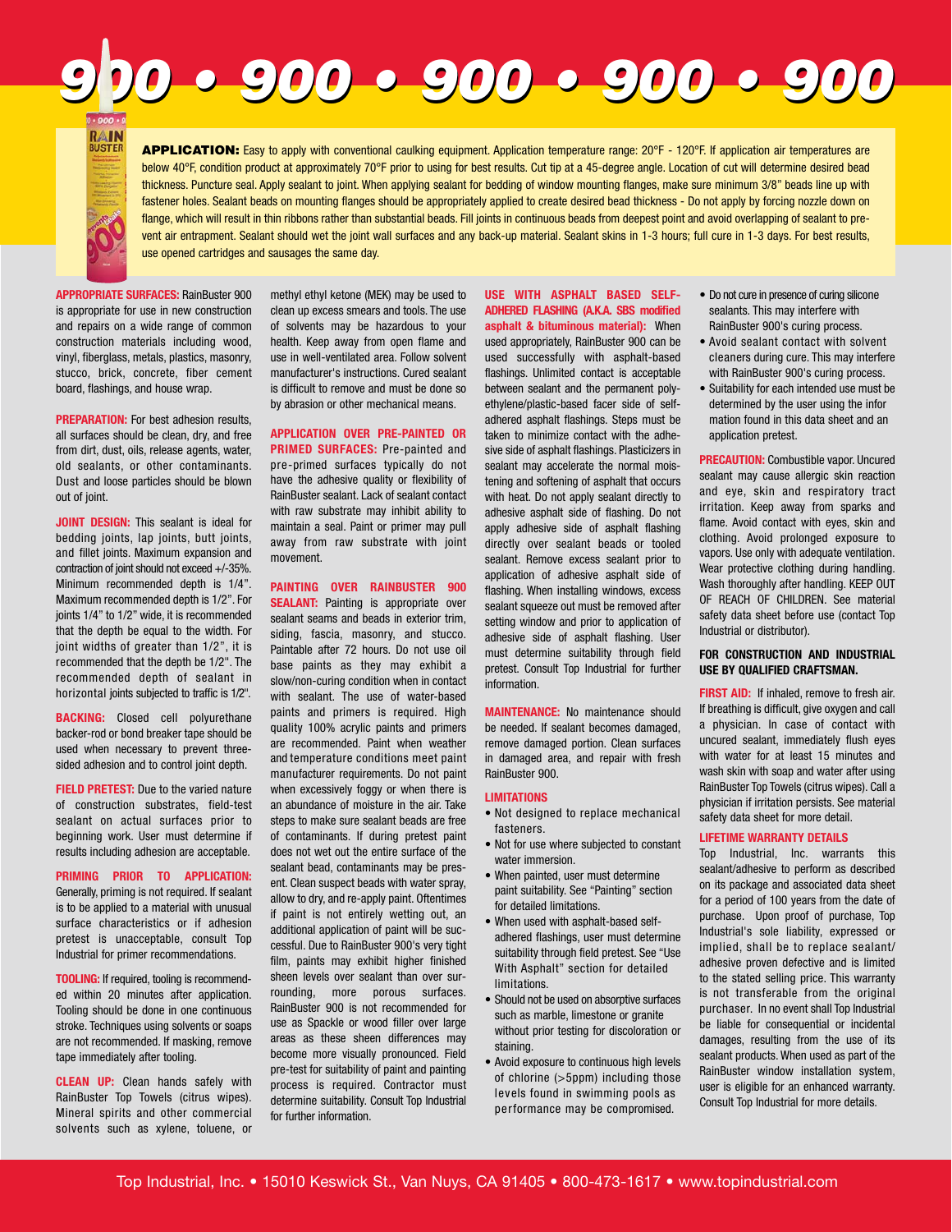# 900 • 900 • 900 • 900 • 900

**APPLICATION:** Easy to apply with conventional caulking equipment. Application temperature range: 20°F - 120°F. If application air temperatures are below 40°F, condition product at approximately 70°F prior to using for best results. Cut tip at a 45-degree angle. Location of cut will determine desired bead thickness. Puncture seal. Apply sealant to joint. When applying sealant for bedding of window mounting flanges, make sure minimum 3/8" beads line up with fastener holes. Sealant beads on mounting flanges should be appropriately applied to create desired bead thickness - Do not apply by forcing nozzle down on flange, which will result in thin ribbons rather than substantial beads. Fill joints in continuous beads from deepest point and avoid overlapping of sealant to prevent air entrapment. Sealant should wet the joint wall surfaces and any back-up material. Sealant skins in 1-3 hours; full cure in 1-3 days. For best results, use opened cartridges and sausages the same day.

**APPROPRIATE SURFACES:** RainBuster 900 is appropriate for use in new construction and repairs on a wide range of common construction materials including wood, vinyl, fiberglass, metals, plastics, masonry, stucco, brick, concrete, fiber cement board, flashings, and house wrap.

**PREPARATION:** For best adhesion results, all surfaces should be clean, dry, and free from dirt, dust, oils, release agents, water, old sealants, or other contaminants. Dust and loose particles should be blown out of joint.

**JOINT DESIGN:** This sealant is ideal for bedding joints, lap joints, butt joints, and fillet joints. Maximum expansion and contraction of joint should not exceed +/-35%. Minimum recommended depth is 1/4". Maximum recommended depth is 1/2". For joints 1/4" to 1/2" wide, it is recommended that the depth be equal to the width. For joint widths of greater than 1/2", it is recommended that the depth be 1/2". The recommended depth of sealant in horizontal joints subjected to traffic is 1/2".

**BACKING:** Closed cell polyurethane backer-rod or bond breaker tape should be used when necessary to prevent three-sided adhesion and to control joint depth.

**FIELD PRETEST:** Due to the varied nature of construction substrates, field-test sealant on actual surfaces prior to beginning work. User must determine if results including adhesion are acceptable.

**PRIMING PRIOR TO APPLICATION:** Generally, priming is not required. If sealant is to be applied to a material with unusual surface characteristics or if adhesion pretest is unacceptable, consult Top Industrial for primer recommendations.

**TOOLING:** If required, tooling is recommended within 20 minutes after application. Tooling should be done in one continuous stroke. Techniques using solvents or soaps are not recommended. If masking, remove tape immediately after tooling.

**CLEAN UP:** Clean hands safely with RainBuster Top Towels (citrus wipes). Mineral spirits and other commercial solvents such as xylene, toluene, or methyl ethyl ketone (MEK) may be used to clean up excess smears and tools. The use of solvents may be hazardous to your health. Keep away from open flame and use in well-ventilated area. Follow solvent manufacturer's instructions. Cured sealant is difficult to remove and must be done so by abrasion or other mechanical means.

**APPLICATION OVER PRE-PAINTED OR PRIMED SURFACES:** Pre-painted and pre-primed surfaces typically do not have the adhesive quality or flexibility of RainBuster sealant. Lack of sealant contact with raw substrate may inhibit ability to maintain a seal. Paint or primer may pull away from raw substrate with joint movement.

**PAINTING OVER RAINBUSTER 900 SEALANT:** Painting is appropriate over sealant seams and beads in exterior trim, siding, fascia, masonry, and stucco. Paintable after 72 hours. Do not use oil base paints as they may exhibit a slow/non-curing condition when in contact with sealant. The use of water-based paints and primers is required. High quality 100% acrylic paints and primers are recommended. Paint when weather and temperature conditions meet paint manufacturer requirements. Do not paint when excessively foggy or when there is an abundance of moisture in the air. Take steps to make sure sealant beads are free of contaminants. If during pretest paint does not wet out the entire surface of the sealant bead, contaminants may be present. Clean suspect beads with water spray, allow to dry, and re-apply paint. Oftentimes if paint is not entirely wetting out, an additional application of paint will be successful. Due to RainBuster 900's very tight film, paints may exhibit higher finished sheen levels over sealant than over surrounding, more porous surfaces. RainBuster 900 is not recommended for use as Spackle or wood filler over large areas as these sheen differences may become more visually pronounced. Field pre-test for suitability of paint and painting process is required. Contractor must determine suitability. Consult Top Industrial for further information.

**USE WITH ASPHALT BASED SELF-ADHERED FLASHING (A.K.A. SBS modified asphalt & bituminous material):** When used appropriately, RainBuster 900 can be used successfully with asphalt-based flashings. Unlimited contact is acceptable between sealant and the permanent polyethylene/plastic-based facer side of self-adhered asphalt flashings. Steps must be taken to minimize contact with the adhesive side of asphalt flashings. Plasticizers in sealant may accelerate the normal moistening and softening of asphalt that occurs with heat. Do not apply sealant directly to adhesive asphalt side of flashing. Do not apply adhesive side of asphalt flashing directly over sealant beads or tooled sealant. Remove excess sealant prior to application of adhesive asphalt side of flashing. When installing windows, excess sealant squeeze out must be removed after setting window and prior to application of adhesive side of asphalt flashing. User must determine suitability through field pretest. Consult Top Industrial for further information.

**MAINTENANCE:** No maintenance should be needed. If sealant becomes damaged, remove damaged portion. Clean surfaces in damaged area, and repair with fresh RainBuster 900.

**LIMITATIONS**

- Not designed to replace mechanical fasteners.
- Not for use where subjected to constant water immersion.
- When painted, user must determine paint suitability. See "Painting" section for detailed limitations.
- When used with asphalt-based self-adhered flashings, user must determine suitability through field pretest. See "Use With Asphalt" section for detailed limitations.
- Should not be used on absorptive surfaces such as marble, limestone or granite without prior testing for discoloration or staining.
- Avoid exposure to continuous high levels of chlorine (>5ppm) including those levels found in swimming pools as performance may be compromised.
- Do not cure in presence of curing silicone sealants. This may interfere with RainBuster 900's curing process.
- Avoid sealant contact with solvent cleaners during cure. This may interfere with RainBuster 900's curing process.
- Suitability for each intended use must be determined by the user using the infor mation found in this data sheet and an application pretest.

**PRECAUTION:** Combustible vapor. Uncured sealant may cause allergic skin reaction and eye, skin and respiratory tract irritation. Keep away from sparks and flame. Avoid contact with eyes, skin and clothing. Avoid prolonged exposure to vapors. Use only with adequate ventilation. Wear protective clothing during handling. Wash thoroughly after handling. KEEP OUT OF REACH OF CHILDREN. See material safety data sheet before use (contact Top Industrial or distributor).

**FOR CONSTRUCTION AND INDUSTRIAL USE BY QUALIFIED CRAFTSMAN.**

**FIRST AID:** If inhaled, remove to fresh air. If breathing is difficult, give oxygen and call a physician. In case of contact with uncured sealant, immediately flush eyes with water for at least 15 minutes and wash skin with soap and water after using RainBuster Top Towels (citrus wipes). Call a physician if irritation persists. See material safety data sheet for more detail.

**LIFETIME WARRANTY DETAILS**

Top Industrial, Inc. warrants this sealant/adhesive to perform as described on its package and associated data sheet for a period of 100 years from the date of purchase. Upon proof of purchase, Top Industrial's sole liability, expressed or implied, shall be to replace sealant/adhesive proven defective and is limited to the stated selling price. This warranty is not transferable from the original purchaser. In no event shall Top Industrial be liable for consequential or incidental damages, resulting from the use of its sealant products. When used as part of the RainBuster window installation system, user is eligible for an enhanced warranty. Consult Top Industrial for more details.

Top Industrial, Inc. • 15010 Keswick St., Van Nuys, CA 91405 • 800-473-1617 • www.topindustrial.com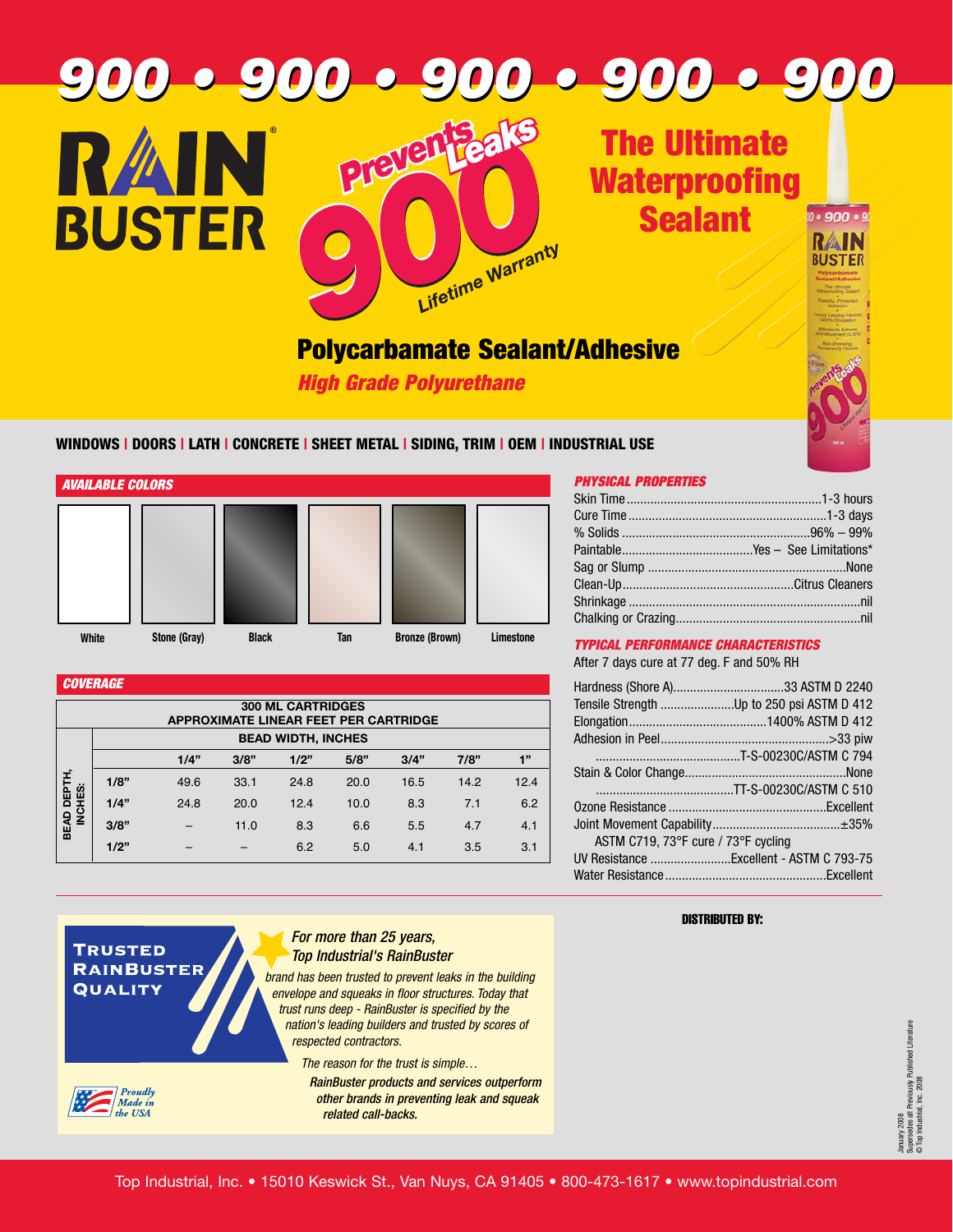# 900 • 900 • 900 • 900 • 900

# RAIN BUSTER®

Prevents Leaks

900

Lifetime Warranty

## The Ultimate Waterproofing Sealant

## Polycarbamate Sealant/Adhesive

*High Grade Polyurethane*

**WINDOWS | DOORS | LATH | CONCRETE | SHEET METAL | SIDING, TRIM | OEM | INDUSTRIAL USE**

### AVAILABLE COLORS

White | Stone (Gray) | Black | Tan | Bronze (Brown) | Limestone

### COVERAGE

| | 300 ML CARTRIDGES APPROXIMATE LINEAR FEET PER CARTRIDGE | | | | | | |
|---|---|---|---|---|---|---|---|
| | BEAD WIDTH, INCHES | | | | | | |
| BEAD DEPTH, INCHES: | 1/4" | 3/8" | 1/2" | 5/8" | 3/4" | 7/8" | 1" |
| 1/8" | 49.6 | 33.1 | 24.8 | 20.0 | 16.5 | 14.2 | 12.4 |
| 1/4" | 24.8 | 20.0 | 12.4 | 10.0 | 8.3 | 7.1 | 6.2 |
| 3/8" | – | 11.0 | 8.3 | 6.6 | 5.5 | 4.7 | 4.1 |
| 1/2" | – | – | 6.2 | 5.0 | 4.1 | 3.5 | 3.1 |

### PHYSICAL PROPERTIES

| | |
|---|---|
| Skin Time | 1-3 hours |
| Cure Time | 1-3 days |
| % Solids | 96% – 99% |
| Paintable | Yes – See Limitations* |
| Sag or Slump | None |
| Clean-Up | Citrus Cleaners |
| Shrinkage | nil |
| Chalking or Crazing | nil |

### TYPICAL PERFORMANCE CHARACTERISTICS

After 7 days cure at 77 deg. F and 50% RH

| | |
|---|---|
| Hardness (Shore A) | 33 ASTM D 2240 |
| Tensile Strength | Up to 250 psi ASTM D 412 |
| Elongation | 1400% ASTM D 412 |
| Adhesion in Peel | >33 piw T-S-00230C/ASTM C 794 |
| Stain & Color Change | None TT-S-00230C/ASTM C 510 |
| Ozone Resistance | Excellent |
| Joint Movement Capability | ±35% ASTM C719, 73°F cure / 73°F cycling |
| UV Resistance | Excellent - ASTM C 793-75 |
| Water Resistance | Excellent |

**DISTRIBUTED BY:**

**TRUSTED RAINBUSTER QUALITY**

*For more than 25 years, Top Industrial's RainBuster brand has been trusted to prevent leaks in the building envelope and squeaks in floor structures. Today that trust runs deep - RainBuster is specified by the nation's leading builders and trusted by scores of respected contractors.*

*The reason for the trust is simple…*

***RainBuster products and services outperform other brands in preventing leak and squeak related call-backs.***

*Proudly Made in the USA*

January 2008
Supersedes all Previously Published Literature
© Top Industrial, Inc. 2008

Top Industrial, Inc. • 15010 Keswick St., Van Nuys, CA 91405 • 800-473-1617 • www.topindustrial.com